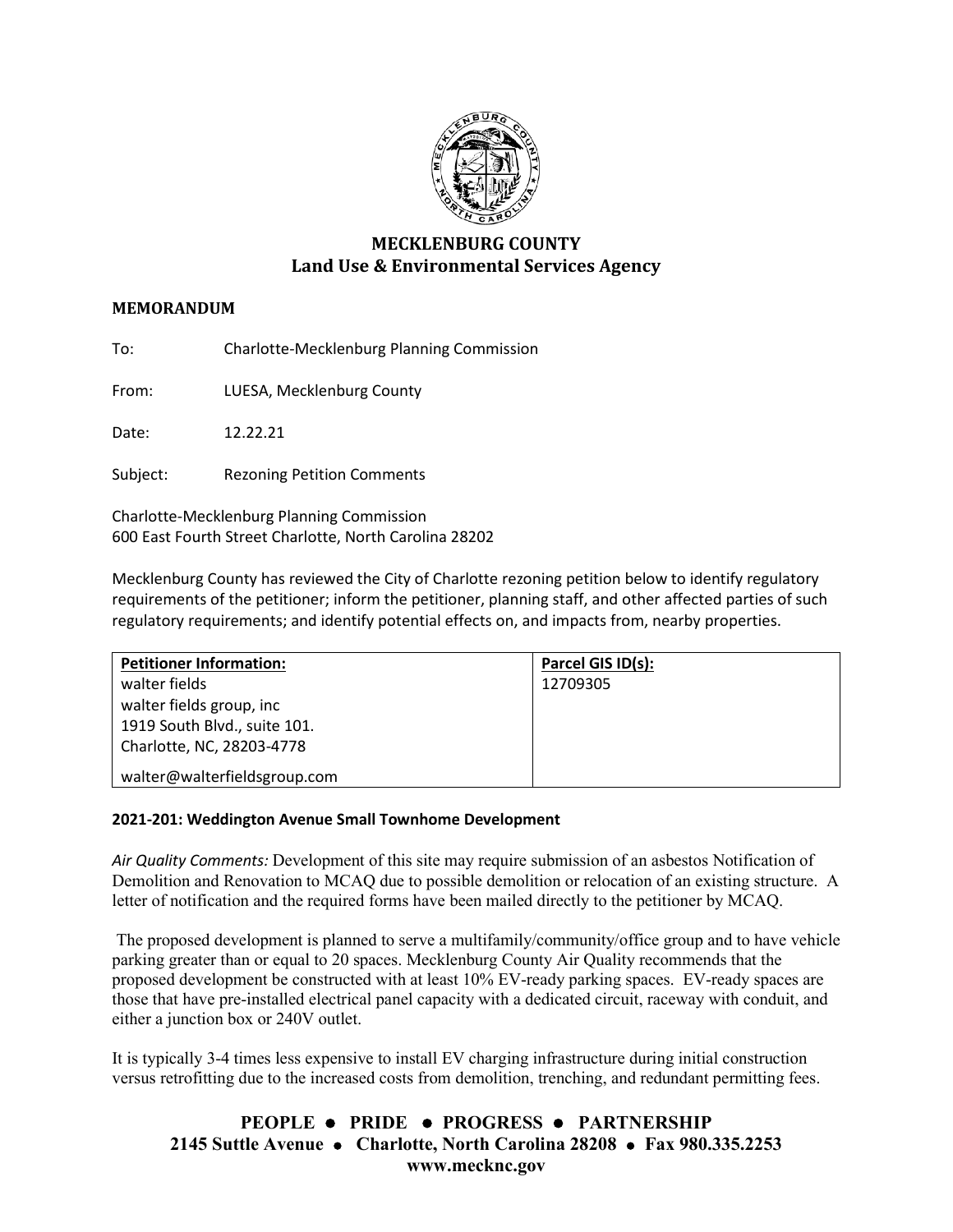# MECKLENBURG COUNTY
## Land Use & Environmental Services Agency

**MEMORANDUM**

To: Charlotte-Mecklenburg Planning Commission

From: LUESA, Mecklenburg County

Date: 12.22.21

Subject: Rezoning Petition Comments

Charlotte-Mecklenburg Planning Commission
600 East Fourth Street Charlotte, North Carolina 28202

Mecklenburg County has reviewed the City of Charlotte rezoning petition below to identify regulatory requirements of the petitioner; inform the petitioner, planning staff, and other affected parties of such regulatory requirements; and identify potential effects on, and impacts from, nearby properties.

| **Petitioner Information:** | **Parcel GIS ID(s):** |
|---|---|
| walter fields<br>walter fields group, inc<br>1919 South Blvd., suite 101.<br>Charlotte, NC, 28203-4778<br>walter@walterfieldsgroup.com | 12709305 |

**2021-201: Weddington Avenue Small Townhome Development**

*Air Quality Comments:* Development of this site may require submission of an asbestos Notification of Demolition and Renovation to MCAQ due to possible demolition or relocation of an existing structure. A letter of notification and the required forms have been mailed directly to the petitioner by MCAQ.

The proposed development is planned to serve a multifamily/community/office group and to have vehicle parking greater than or equal to 20 spaces. Mecklenburg County Air Quality recommends that the proposed development be constructed with at least 10% EV-ready parking spaces. EV-ready spaces are those that have pre-installed electrical panel capacity with a dedicated circuit, raceway with conduit, and either a junction box or 240V outlet.

It is typically 3-4 times less expensive to install EV charging infrastructure during initial construction versus retrofitting due to the increased costs from demolition, trenching, and redundant permitting fees.

**PEOPLE • PRIDE • PROGRESS • PARTNERSHIP**
**2145 Suttle Avenue • Charlotte, North Carolina 28208 • Fax 980.335.2253**
**www.mecknc.gov**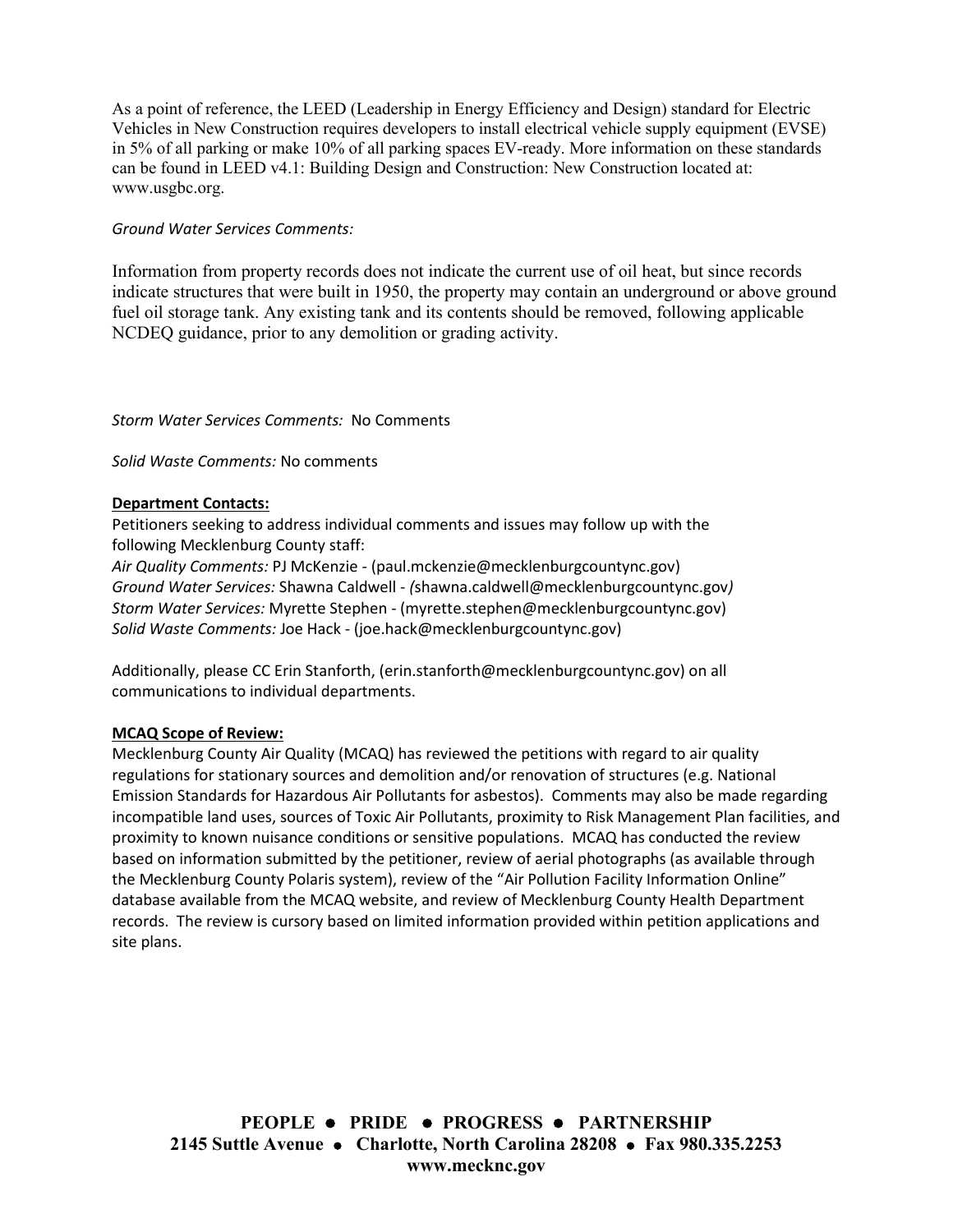As a point of reference, the LEED (Leadership in Energy Efficiency and Design) standard for Electric Vehicles in New Construction requires developers to install electrical vehicle supply equipment (EVSE) in 5% of all parking or make 10% of all parking spaces EV-ready. More information on these standards can be found in LEED v4.1: Building Design and Construction: New Construction located at: www.usgbc.org.

*Ground Water Services Comments:*

Information from property records does not indicate the current use of oil heat, but since records indicate structures that were built in 1950, the property may contain an underground or above ground fuel oil storage tank. Any existing tank and its contents should be removed, following applicable NCDEQ guidance, prior to any demolition or grading activity.

*Storm Water Services Comments:* No Comments

*Solid Waste Comments:* No comments

**Department Contacts:**

Petitioners seeking to address individual comments and issues may follow up with the following Mecklenburg County staff:
*Air Quality Comments:* PJ McKenzie - (paul.mckenzie@mecklenburgcountync.gov)
*Ground Water Services:* Shawna Caldwell - *(*shawna.caldwell@mecklenburgcountync.gov*)*
*Storm Water Services:* Myrette Stephen - (myrette.stephen@mecklenburgcountync.gov)
*Solid Waste Comments:* Joe Hack - (joe.hack@mecklenburgcountync.gov)

Additionally, please CC Erin Stanforth, (erin.stanforth@mecklenburgcountync.gov) on all communications to individual departments.

**MCAQ Scope of Review:**

Mecklenburg County Air Quality (MCAQ) has reviewed the petitions with regard to air quality regulations for stationary sources and demolition and/or renovation of structures (e.g. National Emission Standards for Hazardous Air Pollutants for asbestos). Comments may also be made regarding incompatible land uses, sources of Toxic Air Pollutants, proximity to Risk Management Plan facilities, and proximity to known nuisance conditions or sensitive populations. MCAQ has conducted the review based on information submitted by the petitioner, review of aerial photographs (as available through the Mecklenburg County Polaris system), review of the "Air Pollution Facility Information Online" database available from the MCAQ website, and review of Mecklenburg County Health Department records. The review is cursory based on limited information provided within petition applications and site plans.